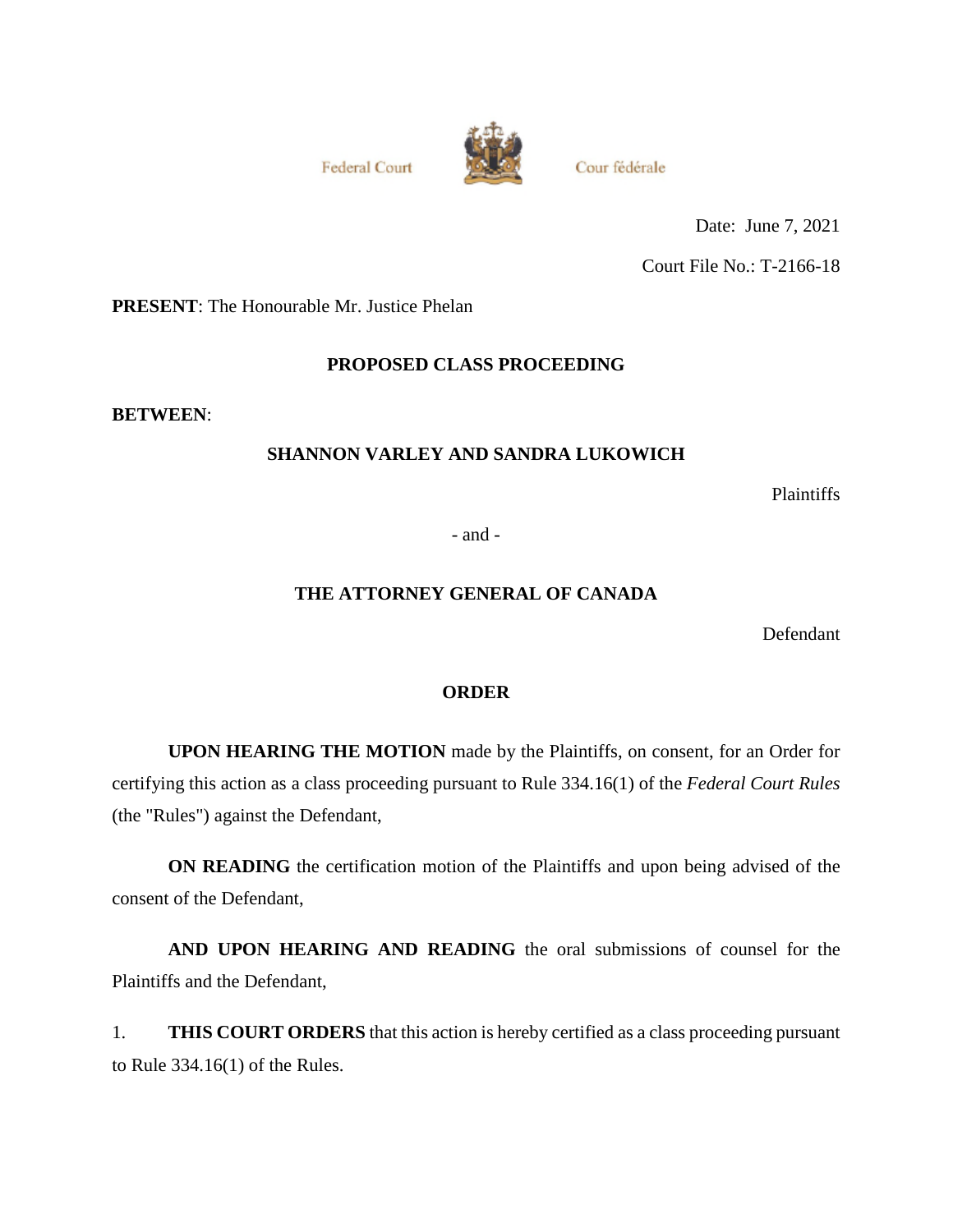Federal Court | Cour fédérale

Date: June 7, 2021

Court File No.: T-2166-18

**PRESENT**: The Honourable Mr. Justice Phelan

**PROPOSED CLASS PROCEEDING**

**BETWEEN**:

**SHANNON VARLEY AND SANDRA LUKOWICH**

Plaintiffs

\- and -

**THE ATTORNEY GENERAL OF CANADA**

Defendant

**ORDER**

**UPON HEARING THE MOTION** made by the Plaintiffs, on consent, for an Order for certifying this action as a class proceeding pursuant to Rule 334.16(1) of the *Federal Court Rules* (the "Rules") against the Defendant,

**ON READING** the certification motion of the Plaintiffs and upon being advised of the consent of the Defendant,

**AND UPON HEARING AND READING** the oral submissions of counsel for the Plaintiffs and the Defendant,

1. **THIS COURT ORDERS** that this action is hereby certified as a class proceeding pursuant to Rule 334.16(1) of the Rules.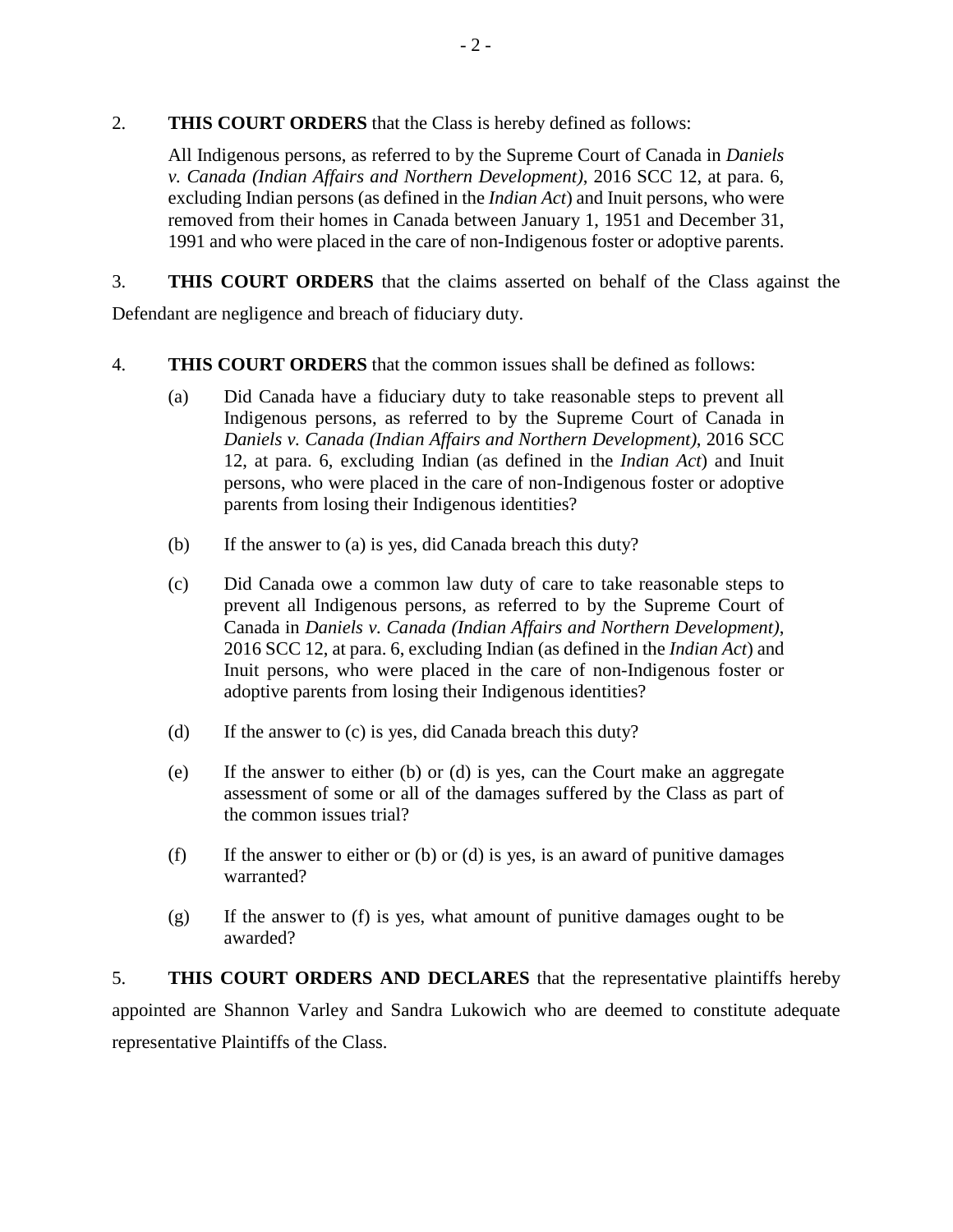2. **THIS COURT ORDERS** that the Class is hereby defined as follows:

> All Indigenous persons, as referred to by the Supreme Court of Canada in *Daniels v. Canada (Indian Affairs and Northern Development)*, 2016 SCC 12, at para. 6, excluding Indian persons (as defined in the *Indian Act*) and Inuit persons, who were removed from their homes in Canada between January 1, 1951 and December 31, 1991 and who were placed in the care of non-Indigenous foster or adoptive parents.

3. **THIS COURT ORDERS** that the claims asserted on behalf of the Class against the Defendant are negligence and breach of fiduciary duty.

4. **THIS COURT ORDERS** that the common issues shall be defined as follows:

   (a) Did Canada have a fiduciary duty to take reasonable steps to prevent all Indigenous persons, as referred to by the Supreme Court of Canada in *Daniels v. Canada (Indian Affairs and Northern Development)*, 2016 SCC 12, at para. 6, excluding Indian (as defined in the *Indian Act*) and Inuit persons, who were placed in the care of non-Indigenous foster or adoptive parents from losing their Indigenous identities?

   (b) If the answer to (a) is yes, did Canada breach this duty?

   (c) Did Canada owe a common law duty of care to take reasonable steps to prevent all Indigenous persons, as referred to by the Supreme Court of Canada in *Daniels v. Canada (Indian Affairs and Northern Development)*, 2016 SCC 12, at para. 6, excluding Indian (as defined in the *Indian Act*) and Inuit persons, who were placed in the care of non-Indigenous foster or adoptive parents from losing their Indigenous identities?

   (d) If the answer to (c) is yes, did Canada breach this duty?

   (e) If the answer to either (b) or (d) is yes, can the Court make an aggregate assessment of some or all of the damages suffered by the Class as part of the common issues trial?

   (f) If the answer to either or (b) or (d) is yes, is an award of punitive damages warranted?

   (g) If the answer to (f) is yes, what amount of punitive damages ought to be awarded?

5. **THIS COURT ORDERS AND DECLARES** that the representative plaintiffs hereby appointed are Shannon Varley and Sandra Lukowich who are deemed to constitute adequate representative Plaintiffs of the Class.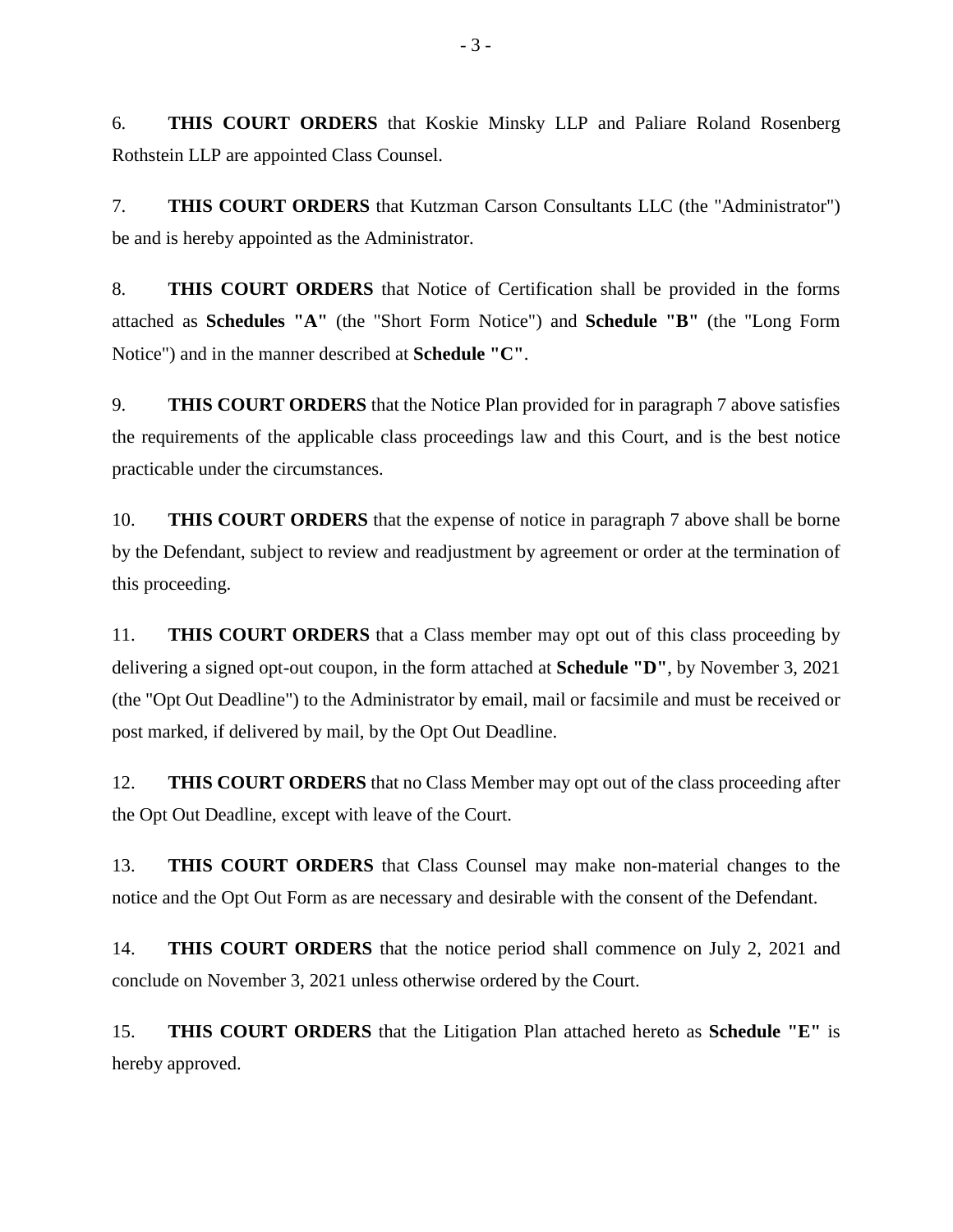6. **THIS COURT ORDERS** that Koskie Minsky LLP and Paliare Roland Rosenberg Rothstein LLP are appointed Class Counsel.

7. **THIS COURT ORDERS** that Kutzman Carson Consultants LLC (the "Administrator") be and is hereby appointed as the Administrator.

8. **THIS COURT ORDERS** that Notice of Certification shall be provided in the forms attached as **Schedules "A"** (the "Short Form Notice") and **Schedule "B"** (the "Long Form Notice") and in the manner described at **Schedule "C"**.

9. **THIS COURT ORDERS** that the Notice Plan provided for in paragraph 7 above satisfies the requirements of the applicable class proceedings law and this Court, and is the best notice practicable under the circumstances.

10. **THIS COURT ORDERS** that the expense of notice in paragraph 7 above shall be borne by the Defendant, subject to review and readjustment by agreement or order at the termination of this proceeding.

11. **THIS COURT ORDERS** that a Class member may opt out of this class proceeding by delivering a signed opt-out coupon, in the form attached at **Schedule "D"**, by November 3, 2021 (the "Opt Out Deadline") to the Administrator by email, mail or facsimile and must be received or post marked, if delivered by mail, by the Opt Out Deadline.

12. **THIS COURT ORDERS** that no Class Member may opt out of the class proceeding after the Opt Out Deadline, except with leave of the Court.

13. **THIS COURT ORDERS** that Class Counsel may make non-material changes to the notice and the Opt Out Form as are necessary and desirable with the consent of the Defendant.

14. **THIS COURT ORDERS** that the notice period shall commence on July 2, 2021 and conclude on November 3, 2021 unless otherwise ordered by the Court.

15. **THIS COURT ORDERS** that the Litigation Plan attached hereto as **Schedule "E"** is hereby approved.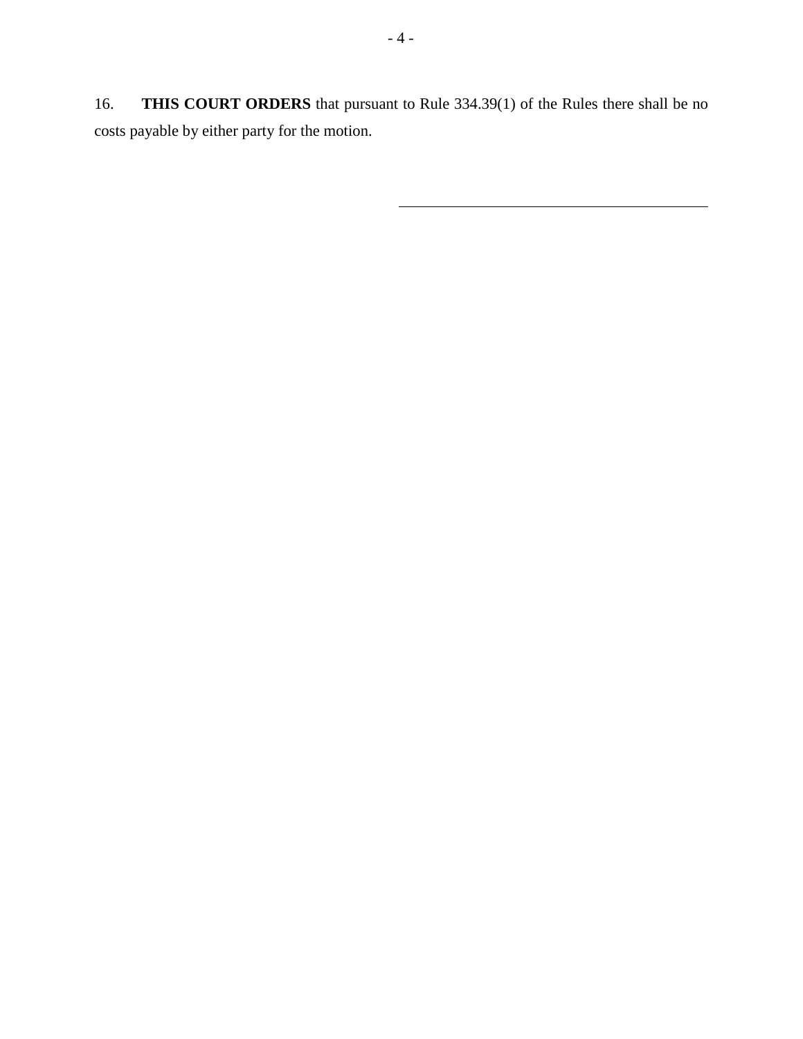16. **THIS COURT ORDERS** that pursuant to Rule 334.39(1) of the Rules there shall be no costs payable by either party for the motion.

\_\_\_\_\_\_\_\_\_\_\_\_\_\_\_\_\_\_\_\_\_\_\_\_\_\_\_\_\_\_\_\_\_\_\_\_\_\_\_\_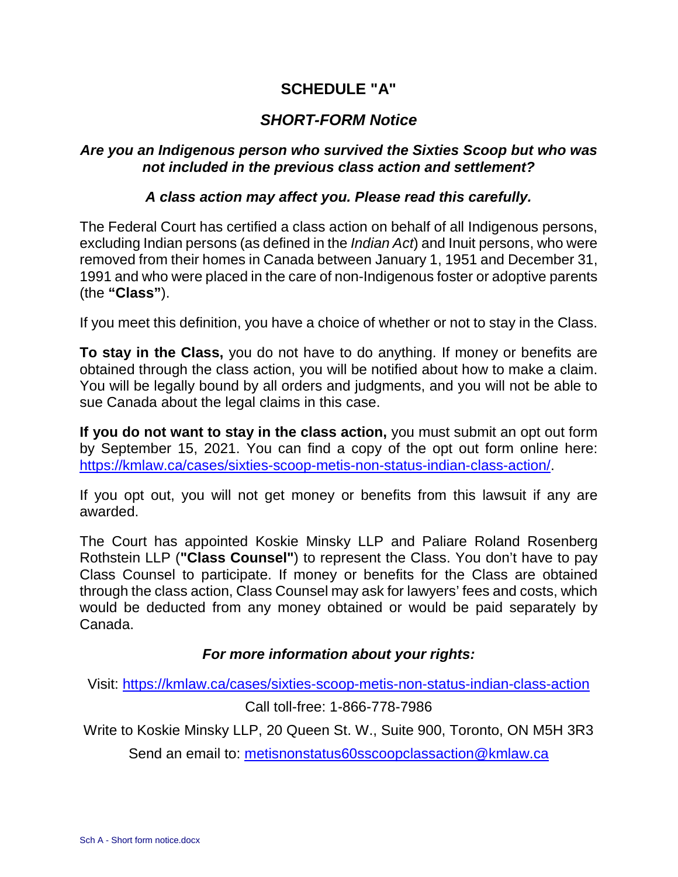# SCHEDULE "A"

## *SHORT-FORM Notice*

### *Are you an Indigenous person who survived the Sixties Scoop but who was not included in the previous class action and settlement?*

### *A class action may affect you. Please read this carefully.*

The Federal Court has certified a class action on behalf of all Indigenous persons, excluding Indian persons (as defined in the *Indian Act*) and Inuit persons, who were removed from their homes in Canada between January 1, 1951 and December 31, 1991 and who were placed in the care of non-Indigenous foster or adoptive parents (the **"Class"**).

If you meet this definition, you have a choice of whether or not to stay in the Class.

**To stay in the Class,** you do not have to do anything. If money or benefits are obtained through the class action, you will be notified about how to make a claim. You will be legally bound by all orders and judgments, and you will not be able to sue Canada about the legal claims in this case.

**If you do not want to stay in the class action,** you must submit an opt out form by September 15, 2021. You can find a copy of the opt out form online here: https://kmlaw.ca/cases/sixties-scoop-metis-non-status-indian-class-action/.

If you opt out, you will not get money or benefits from this lawsuit if any are awarded.

The Court has appointed Koskie Minsky LLP and Paliare Roland Rosenberg Rothstein LLP (**"Class Counsel"**) to represent the Class. You don't have to pay Class Counsel to participate. If money or benefits for the Class are obtained through the class action, Class Counsel may ask for lawyers' fees and costs, which would be deducted from any money obtained or would be paid separately by Canada.

### *For more information about your rights:*

Visit: https://kmlaw.ca/cases/sixties-scoop-metis-non-status-indian-class-action

Call toll-free: 1-866-778-7986

Write to Koskie Minsky LLP, 20 Queen St. W., Suite 900, Toronto, ON M5H 3R3

Send an email to: metisnonstatus60sscoopclassaction@kmlaw.ca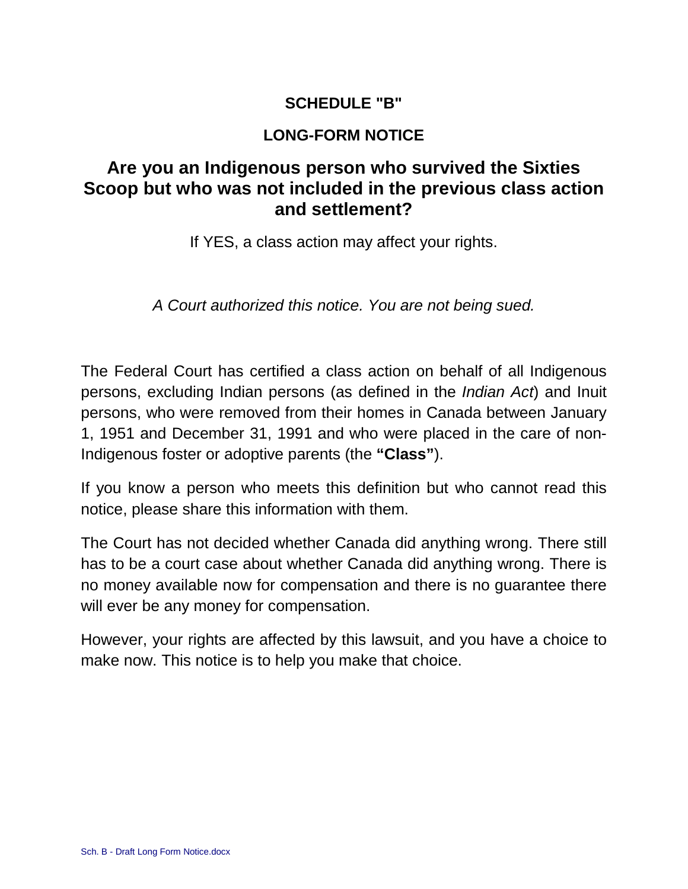**SCHEDULE "B"**

**LONG-FORM NOTICE**

# Are you an Indigenous person who survived the Sixties Scoop but who was not included in the previous class action and settlement?

If YES, a class action may affect your rights.

*A Court authorized this notice. You are not being sued.*

The Federal Court has certified a class action on behalf of all Indigenous persons, excluding Indian persons (as defined in the *Indian Act*) and Inuit persons, who were removed from their homes in Canada between January 1, 1951 and December 31, 1991 and who were placed in the care of non-Indigenous foster or adoptive parents (the **"Class"**).

If you know a person who meets this definition but who cannot read this notice, please share this information with them.

The Court has not decided whether Canada did anything wrong. There still has to be a court case about whether Canada did anything wrong. There is no money available now for compensation and there is no guarantee there will ever be any money for compensation.

However, your rights are affected by this lawsuit, and you have a choice to make now. This notice is to help you make that choice.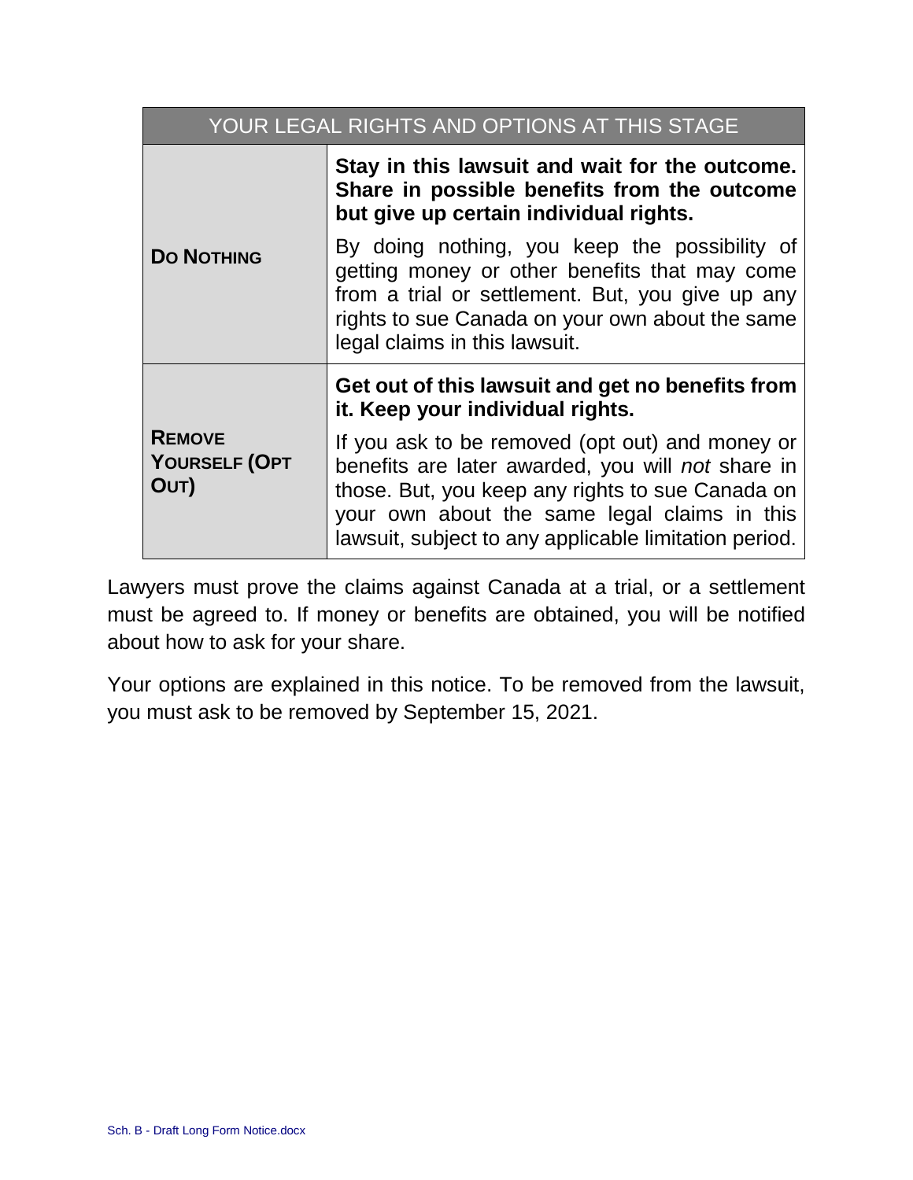| YOUR LEGAL RIGHTS AND OPTIONS AT THIS STAGE | |
|---|---|
| **DO NOTHING** | **Stay in this lawsuit and wait for the outcome. Share in possible benefits from the outcome but give up certain individual rights.**<br><br>By doing nothing, you keep the possibility of getting money or other benefits that may come from a trial or settlement. But, you give up any rights to sue Canada on your own about the same legal claims in this lawsuit. |
| **REMOVE YOURSELF (OPT OUT)** | **Get out of this lawsuit and get no benefits from it. Keep your individual rights.**<br><br>If you ask to be removed (opt out) and money or benefits are later awarded, you will *not* share in those. But, you keep any rights to sue Canada on your own about the same legal claims in this lawsuit, subject to any applicable limitation period. |

Lawyers must prove the claims against Canada at a trial, or a settlement must be agreed to. If money or benefits are obtained, you will be notified about how to ask for your share.

Your options are explained in this notice. To be removed from the lawsuit, you must ask to be removed by September 15, 2021.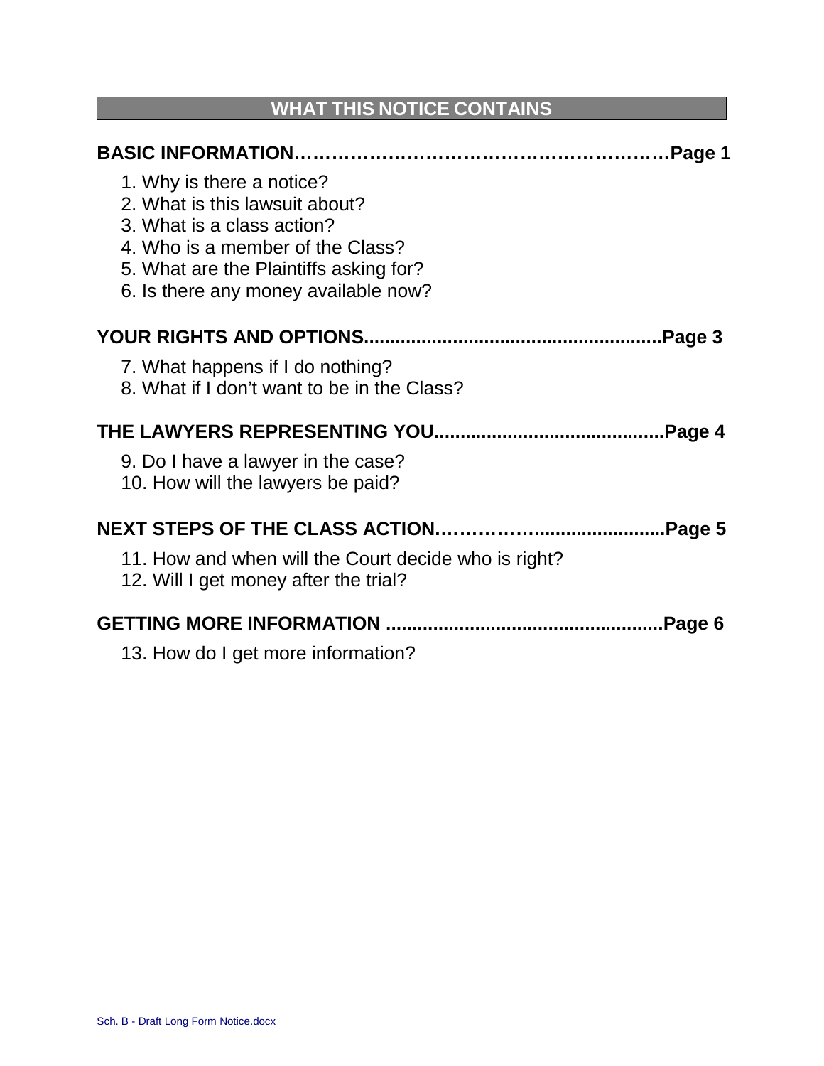## WHAT THIS NOTICE CONTAINS

**BASIC INFORMATION……………………………………………………Page 1**

1. Why is there a notice?
2. What is this lawsuit about?
3. What is a class action?
4. Who is a member of the Class?
5. What are the Plaintiffs asking for?
6. Is there any money available now?

**YOUR RIGHTS AND OPTIONS........................................................Page 3**

7. What happens if I do nothing?
8. What if I don't want to be in the Class?

**THE LAWYERS REPRESENTING YOU...........................................Page 4**

9. Do I have a lawyer in the case?
10. How will the lawyers be paid?

**NEXT STEPS OF THE CLASS ACTION………………..........................Page 5**

11. How and when will the Court decide who is right?
12. Will I get money after the trial?

**GETTING MORE INFORMATION .....................................................Page 6**

13. How do I get more information?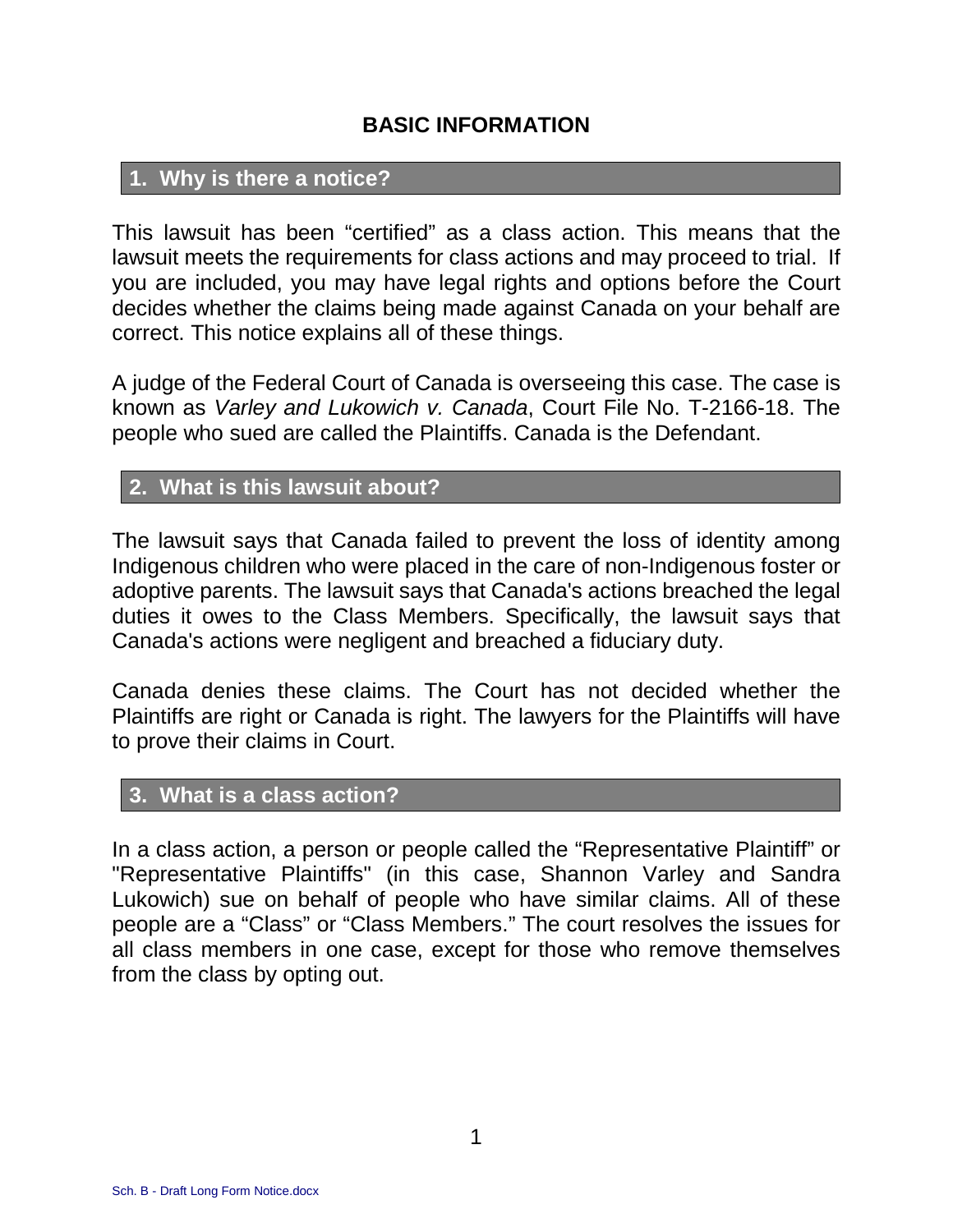## BASIC INFORMATION

### 1. Why is there a notice?

This lawsuit has been “certified” as a class action. This means that the lawsuit meets the requirements for class actions and may proceed to trial. If you are included, you may have legal rights and options before the Court decides whether the claims being made against Canada on your behalf are correct. This notice explains all of these things.

A judge of the Federal Court of Canada is overseeing this case. The case is known as *Varley and Lukowich v. Canada*, Court File No. T-2166-18. The people who sued are called the Plaintiffs. Canada is the Defendant.

### 2. What is this lawsuit about?

The lawsuit says that Canada failed to prevent the loss of identity among Indigenous children who were placed in the care of non-Indigenous foster or adoptive parents. The lawsuit says that Canada's actions breached the legal duties it owes to the Class Members. Specifically, the lawsuit says that Canada's actions were negligent and breached a fiduciary duty.

Canada denies these claims. The Court has not decided whether the Plaintiffs are right or Canada is right. The lawyers for the Plaintiffs will have to prove their claims in Court.

### 3. What is a class action?

In a class action, a person or people called the “Representative Plaintiff” or "Representative Plaintiffs" (in this case, Shannon Varley and Sandra Lukowich) sue on behalf of people who have similar claims. All of these people are a “Class” or “Class Members.” The court resolves the issues for all class members in one case, except for those who remove themselves from the class by opting out.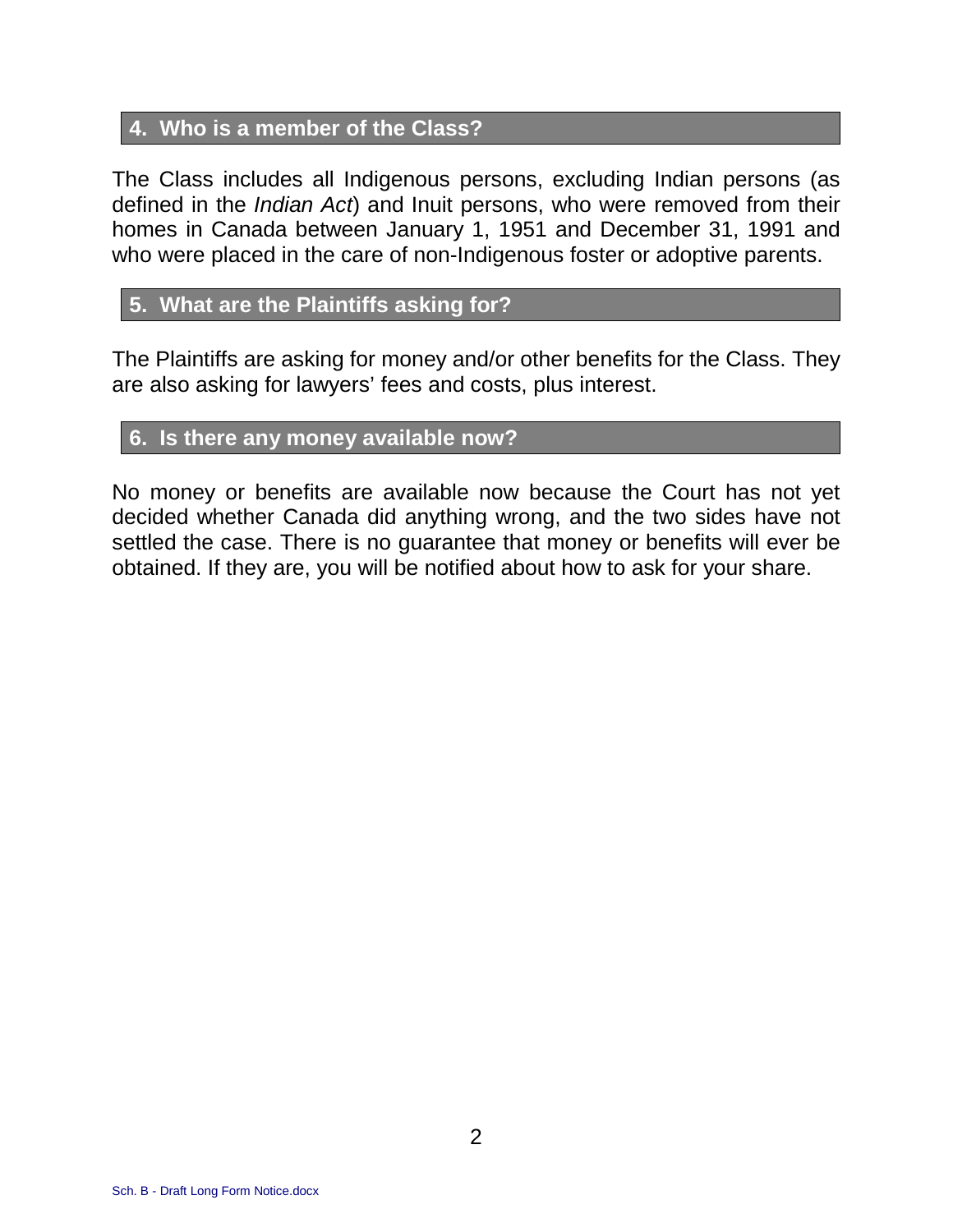## 4. Who is a member of the Class?

The Class includes all Indigenous persons, excluding Indian persons (as defined in the *Indian Act*) and Inuit persons, who were removed from their homes in Canada between January 1, 1951 and December 31, 1991 and who were placed in the care of non-Indigenous foster or adoptive parents.

## 5. What are the Plaintiffs asking for?

The Plaintiffs are asking for money and/or other benefits for the Class. They are also asking for lawyers' fees and costs, plus interest.

## 6. Is there any money available now?

No money or benefits are available now because the Court has not yet decided whether Canada did anything wrong, and the two sides have not settled the case. There is no guarantee that money or benefits will ever be obtained. If they are, you will be notified about how to ask for your share.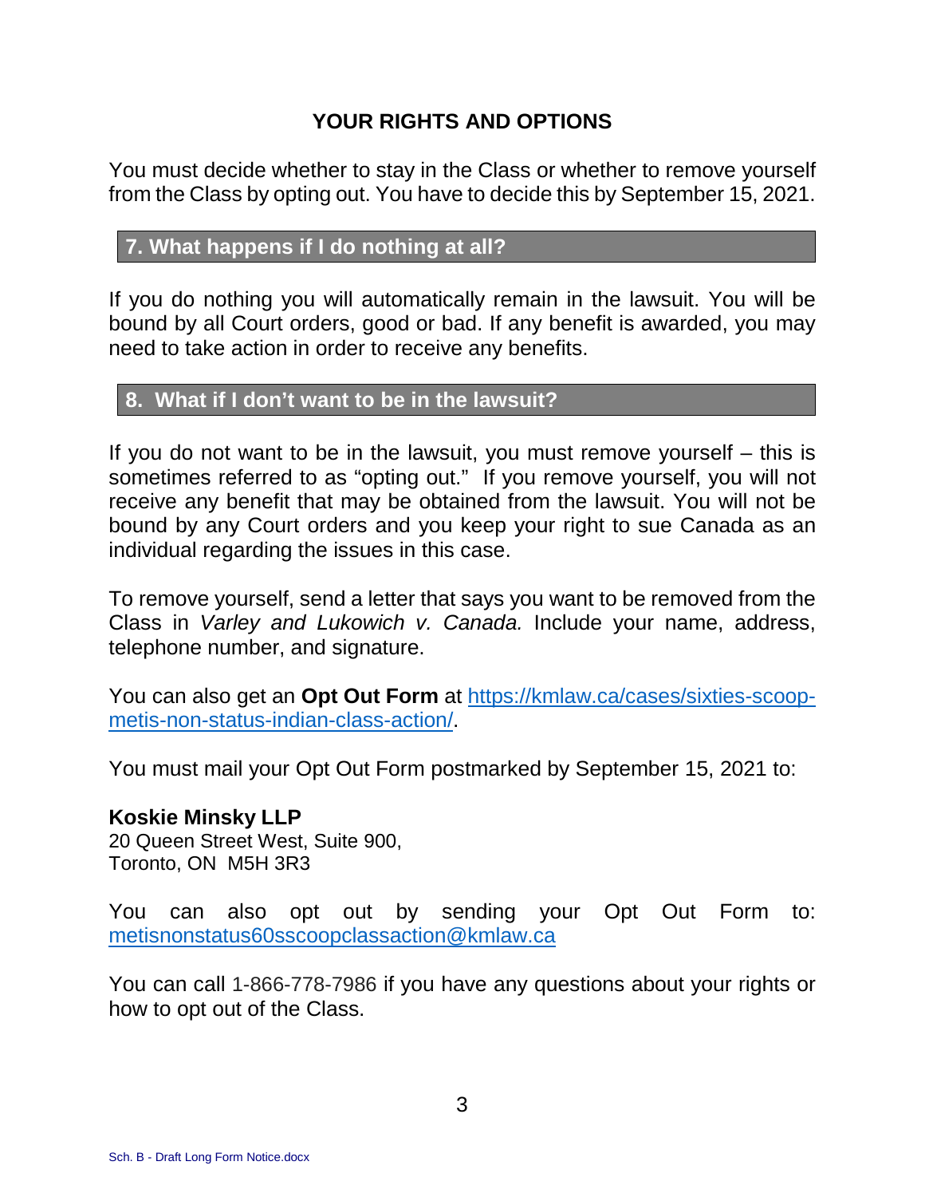## YOUR RIGHTS AND OPTIONS

You must decide whether to stay in the Class or whether to remove yourself from the Class by opting out. You have to decide this by September 15, 2021.

### 7. What happens if I do nothing at all?

If you do nothing you will automatically remain in the lawsuit. You will be bound by all Court orders, good or bad. If any benefit is awarded, you may need to take action in order to receive any benefits.

### 8. What if I don't want to be in the lawsuit?

If you do not want to be in the lawsuit, you must remove yourself – this is sometimes referred to as "opting out." If you remove yourself, you will not receive any benefit that may be obtained from the lawsuit. You will not be bound by any Court orders and you keep your right to sue Canada as an individual regarding the issues in this case.

To remove yourself, send a letter that says you want to be removed from the Class in *Varley and Lukowich v. Canada.* Include your name, address, telephone number, and signature.

You can also get an **Opt Out Form** at https://kmlaw.ca/cases/sixties-scoop-metis-non-status-indian-class-action/.

You must mail your Opt Out Form postmarked by September 15, 2021 to:

**Koskie Minsky LLP**
20 Queen Street West, Suite 900,
Toronto, ON M5H 3R3

You can also opt out by sending your Opt Out Form to: metisnonstatus60sscoopclassaction@kmlaw.ca

You can call 1-866-778-7986 if you have any questions about your rights or how to opt out of the Class.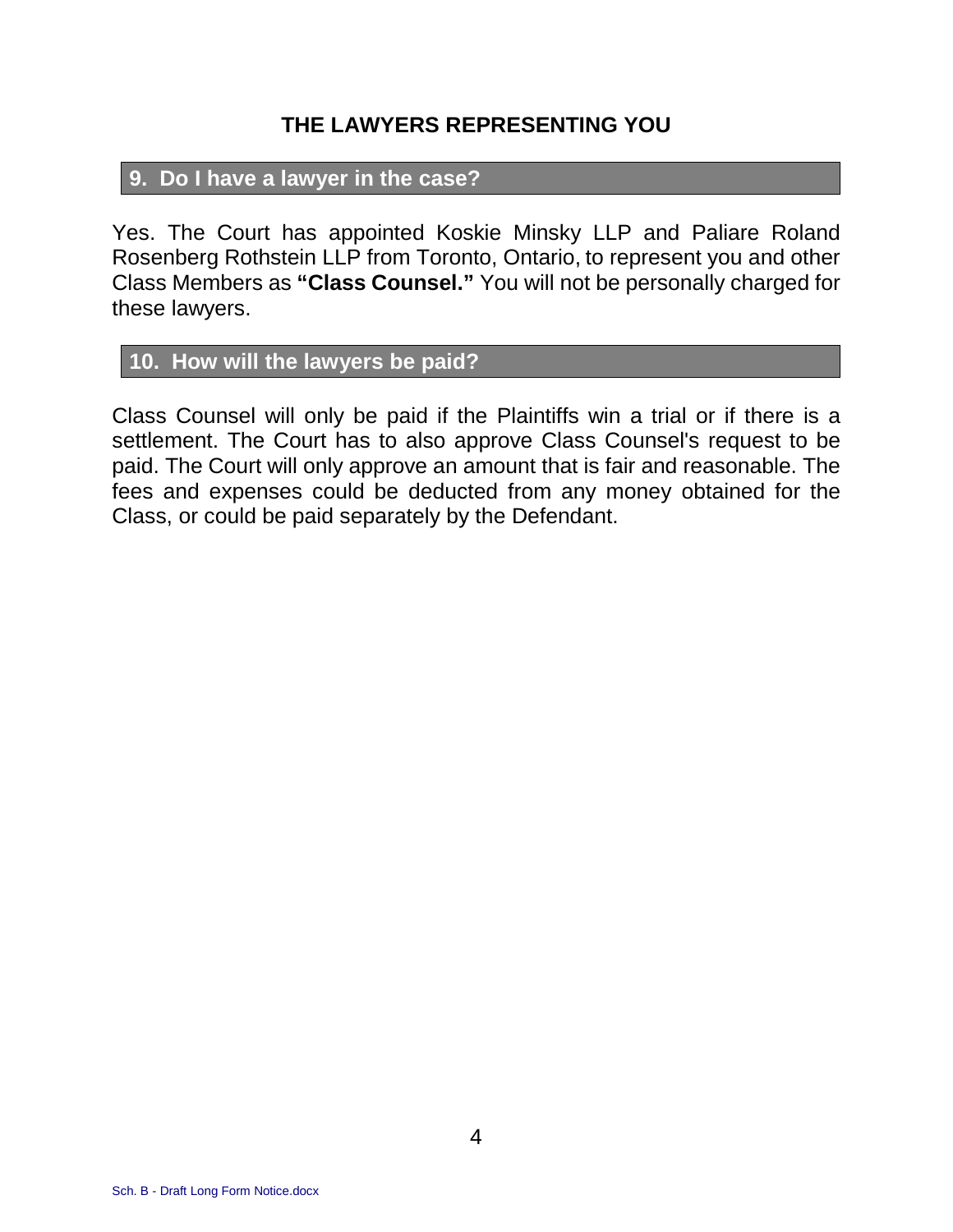## THE LAWYERS REPRESENTING YOU

### 9. Do I have a lawyer in the case?

Yes. The Court has appointed Koskie Minsky LLP and Paliare Roland Rosenberg Rothstein LLP from Toronto, Ontario, to represent you and other Class Members as **"Class Counsel."** You will not be personally charged for these lawyers.

### 10. How will the lawyers be paid?

Class Counsel will only be paid if the Plaintiffs win a trial or if there is a settlement. The Court has to also approve Class Counsel's request to be paid. The Court will only approve an amount that is fair and reasonable. The fees and expenses could be deducted from any money obtained for the Class, or could be paid separately by the Defendant.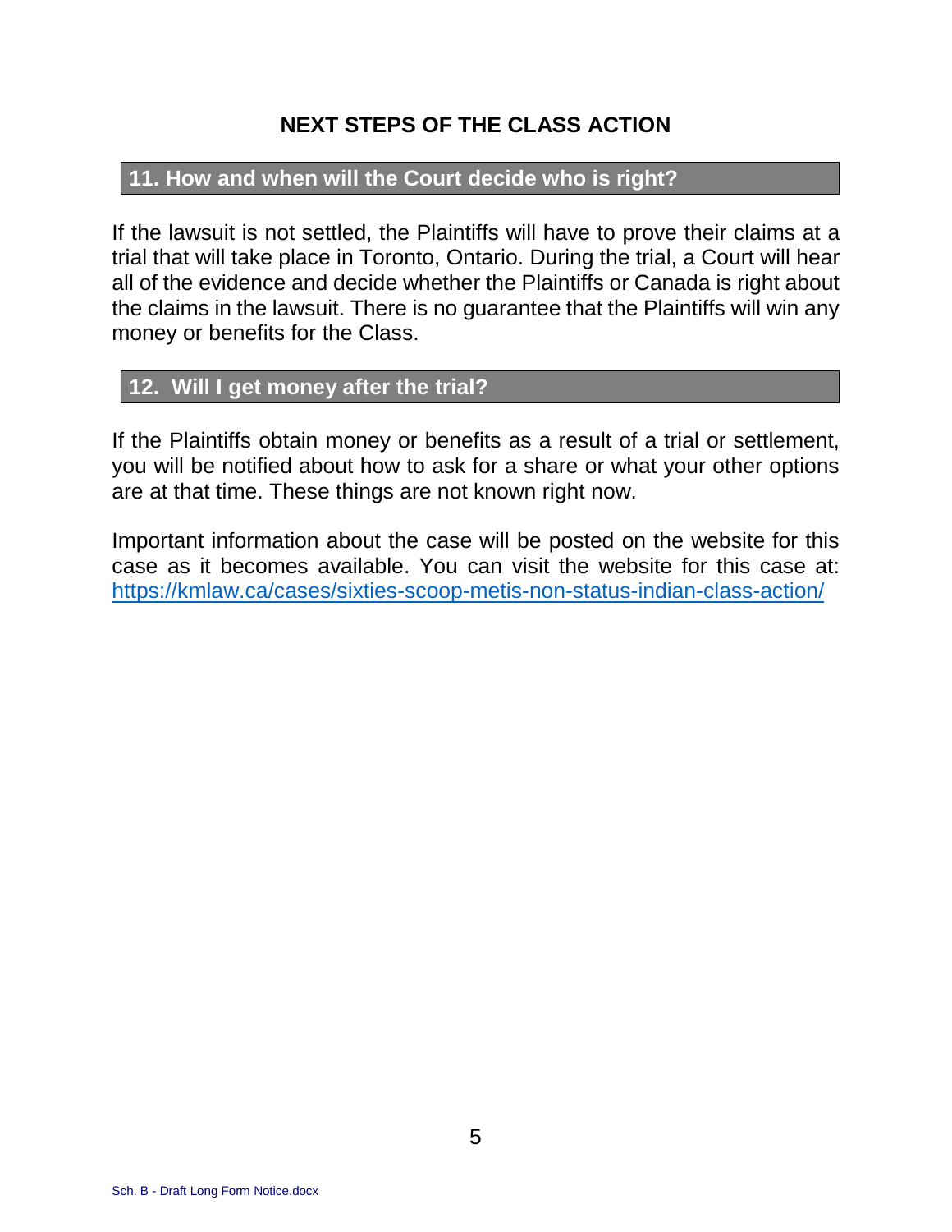## NEXT STEPS OF THE CLASS ACTION

### 11. How and when will the Court decide who is right?

If the lawsuit is not settled, the Plaintiffs will have to prove their claims at a trial that will take place in Toronto, Ontario. During the trial, a Court will hear all of the evidence and decide whether the Plaintiffs or Canada is right about the claims in the lawsuit. There is no guarantee that the Plaintiffs will win any money or benefits for the Class.

### 12. Will I get money after the trial?

If the Plaintiffs obtain money or benefits as a result of a trial or settlement, you will be notified about how to ask for a share or what your other options are at that time. These things are not known right now.

Important information about the case will be posted on the website for this case as it becomes available. You can visit the website for this case at: https://kmlaw.ca/cases/sixties-scoop-metis-non-status-indian-class-action/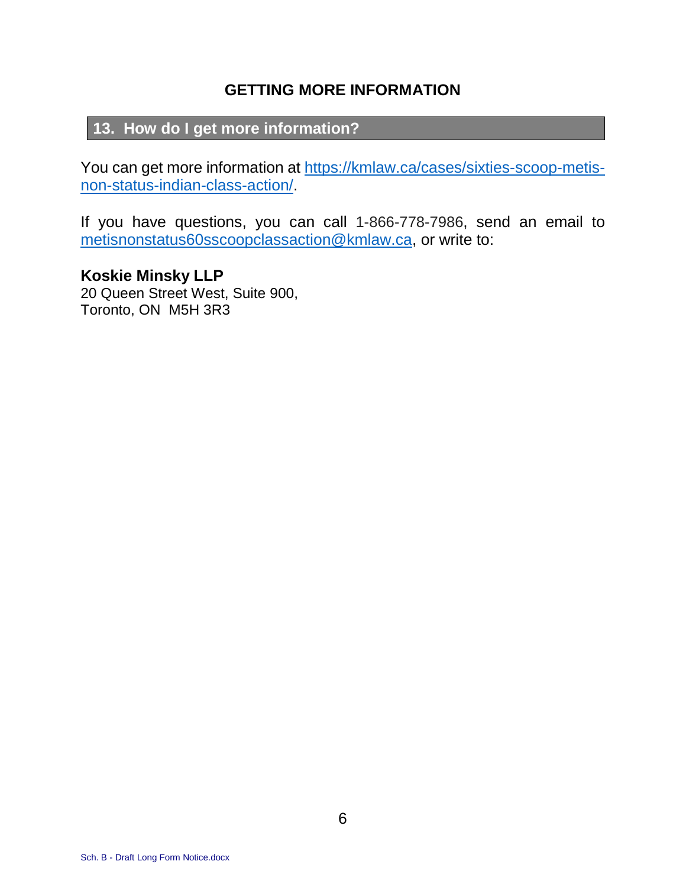## GETTING MORE INFORMATION

### 13. How do I get more information?

You can get more information at https://kmlaw.ca/cases/sixties-scoop-metis-non-status-indian-class-action/.

If you have questions, you can call 1-866-778-7986, send an email to metisnonstatus60sscoopclassaction@kmlaw.ca, or write to:

**Koskie Minsky LLP**
20 Queen Street West, Suite 900,
Toronto, ON  M5H 3R3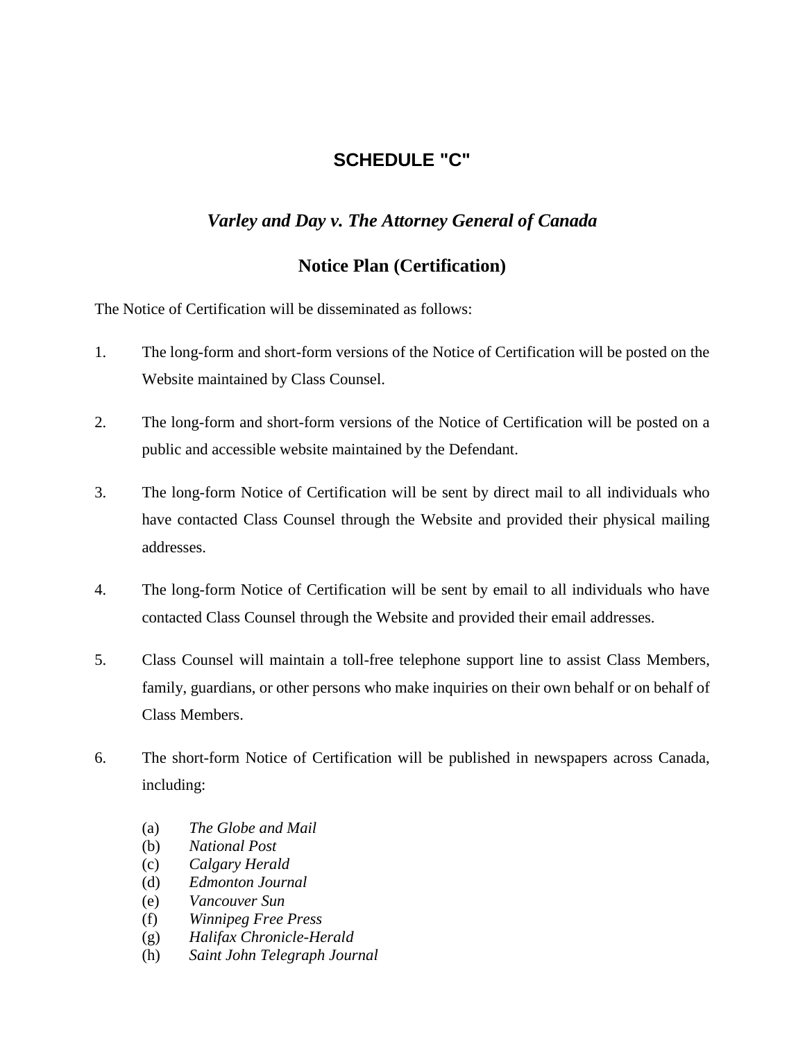# SCHEDULE "C"

## *Varley and Day v. The Attorney General of Canada*

## Notice Plan (Certification)

The Notice of Certification will be disseminated as follows:

1. The long-form and short-form versions of the Notice of Certification will be posted on the Website maintained by Class Counsel.

2. The long-form and short-form versions of the Notice of Certification will be posted on a public and accessible website maintained by the Defendant.

3. The long-form Notice of Certification will be sent by direct mail to all individuals who have contacted Class Counsel through the Website and provided their physical mailing addresses.

4. The long-form Notice of Certification will be sent by email to all individuals who have contacted Class Counsel through the Website and provided their email addresses.

5. Class Counsel will maintain a toll-free telephone support line to assist Class Members, family, guardians, or other persons who make inquiries on their own behalf or on behalf of Class Members.

6. The short-form Notice of Certification will be published in newspapers across Canada, including:

   (a) *The Globe and Mail*
   (b) *National Post*
   (c) *Calgary Herald*
   (d) *Edmonton Journal*
   (e) *Vancouver Sun*
   (f) *Winnipeg Free Press*
   (g) *Halifax Chronicle-Herald*
   (h) *Saint John Telegraph Journal*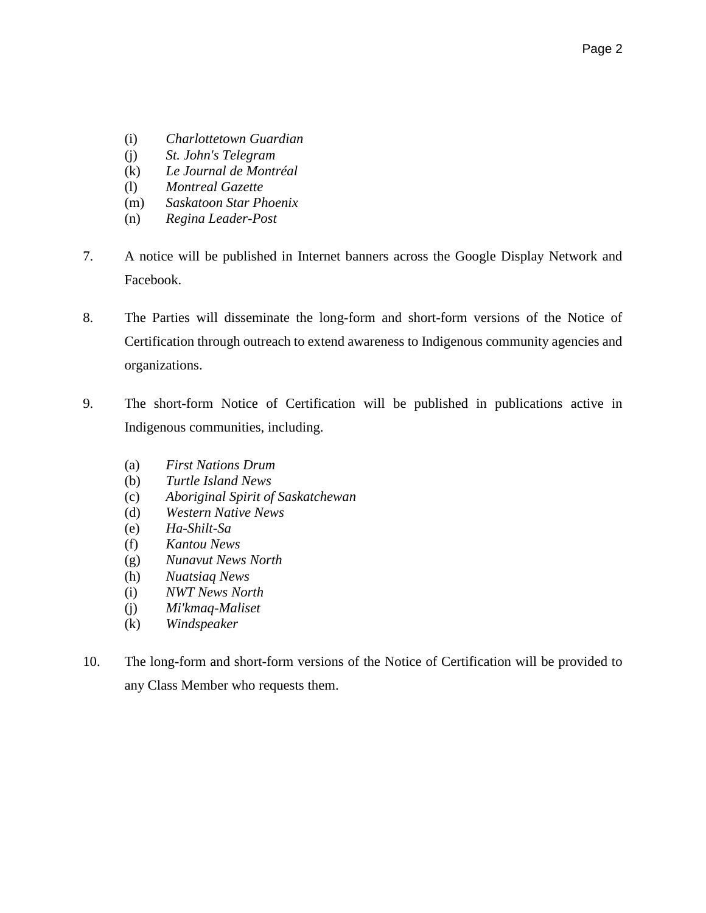(i) *Charlottetown Guardian*
(j) *St. John's Telegram*
(k) *Le Journal de Montréal*
(l) *Montreal Gazette*
(m) *Saskatoon Star Phoenix*
(n) *Regina Leader-Post*

7. A notice will be published in Internet banners across the Google Display Network and Facebook.

8. The Parties will disseminate the long-form and short-form versions of the Notice of Certification through outreach to extend awareness to Indigenous community agencies and organizations.

9. The short-form Notice of Certification will be published in publications active in Indigenous communities, including.

   (a) *First Nations Drum*
   (b) *Turtle Island News*
   (c) *Aboriginal Spirit of Saskatchewan*
   (d) *Western Native News*
   (e) *Ha-Shilt-Sa*
   (f) *Kantou News*
   (g) *Nunavut News North*
   (h) *Nuatsiaq News*
   (i) *NWT News North*
   (j) *Mi'kmaq-Maliset*
   (k) *Windspeaker*

10. The long-form and short-form versions of the Notice of Certification will be provided to any Class Member who requests them.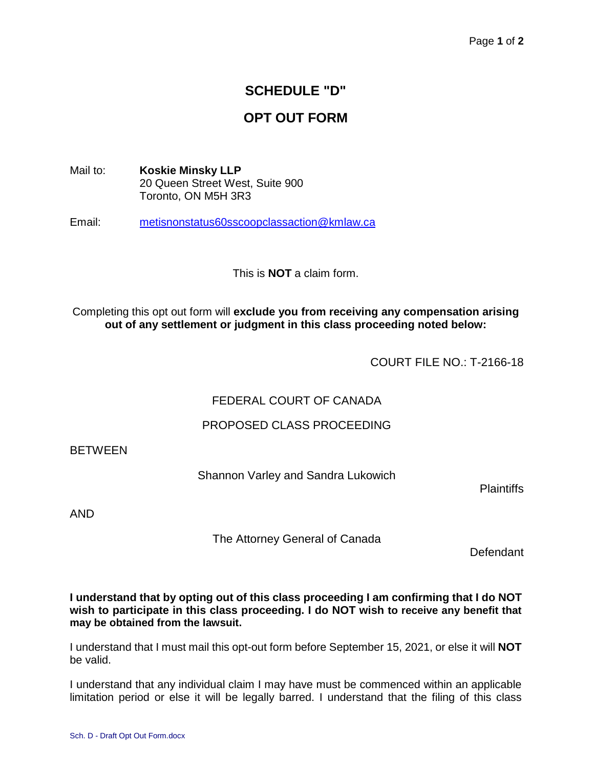# SCHEDULE "D"

# OPT OUT FORM

Mail to: **Koskie Minsky LLP**
20 Queen Street West, Suite 900
Toronto, ON M5H 3R3

Email: metisnonstatus60sscoopclassaction@kmlaw.ca

This is **NOT** a claim form.

Completing this opt out form will **exclude you from receiving any compensation arising out of any settlement or judgment in this class proceeding noted below:**

COURT FILE NO.: T-2166-18

FEDERAL COURT OF CANADA

PROPOSED CLASS PROCEEDING

BETWEEN

Shannon Varley and Sandra Lukowich

Plaintiffs

AND

The Attorney General of Canada

Defendant

**I understand that by opting out of this class proceeding I am confirming that I do NOT wish to participate in this class proceeding. I do NOT wish to receive any benefit that may be obtained from the lawsuit.**

I understand that I must mail this opt-out form before September 15, 2021, or else it will **NOT** be valid.

I understand that any individual claim I may have must be commenced within an applicable limitation period or else it will be legally barred. I understand that the filing of this class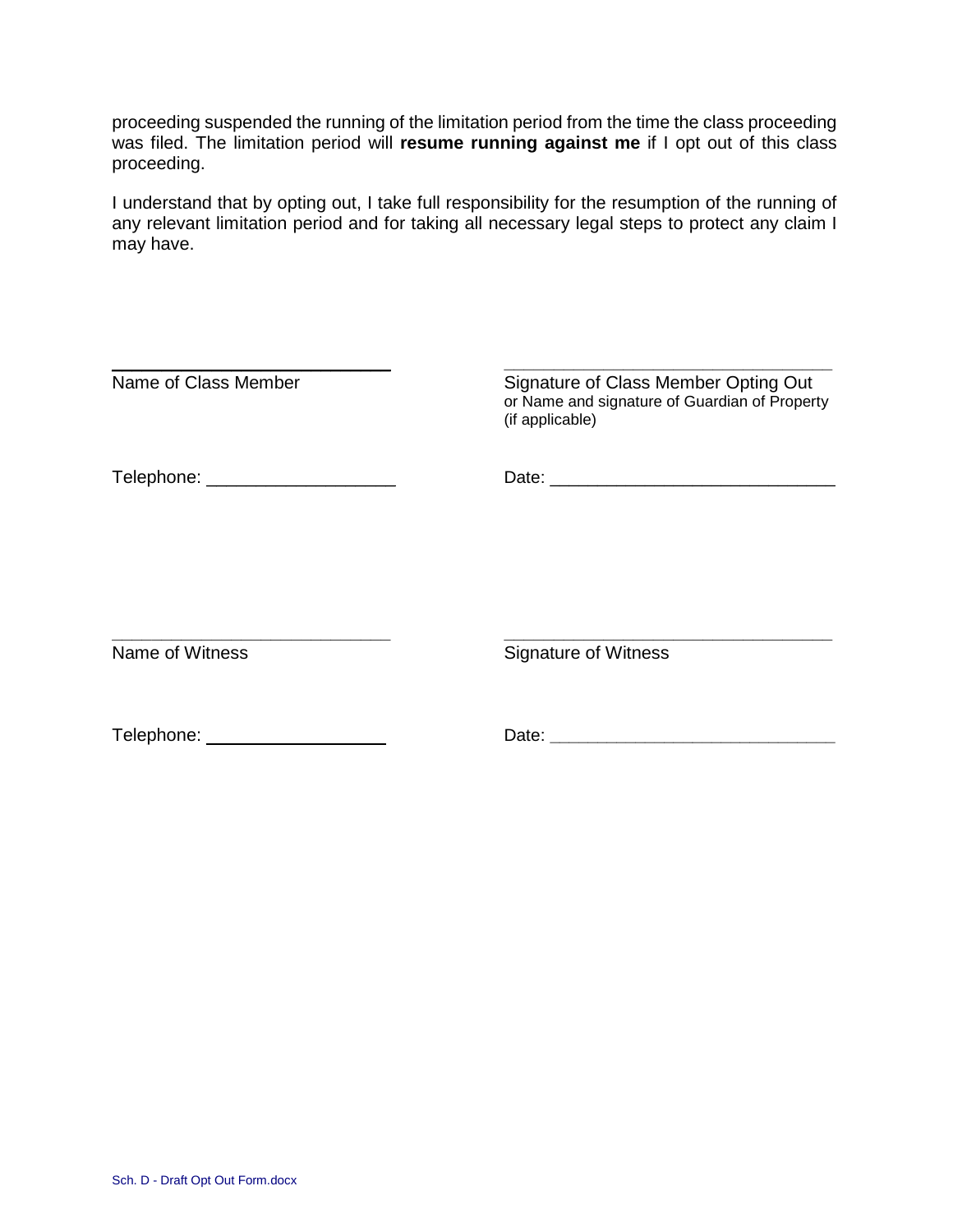proceeding suspended the running of the limitation period from the time the class proceeding was filed. The limitation period will **resume running against me** if I opt out of this class proceeding.

I understand that by opting out, I take full responsibility for the resumption of the running of any relevant limitation period and for taking all necessary legal steps to protect any claim I may have.

| | |
|---|---|
| ______________________________ | ______________________________ |
| Name of Class Member | Signature of Class Member Opting Out<br>or Name and signature of Guardian of Property (if applicable) |
| Telephone: ___________________ | Date: ______________________________ |
| ______________________________ | ______________________________ |
| Name of Witness | Signature of Witness |
| Telephone: ___________________ | Date: ______________________________ |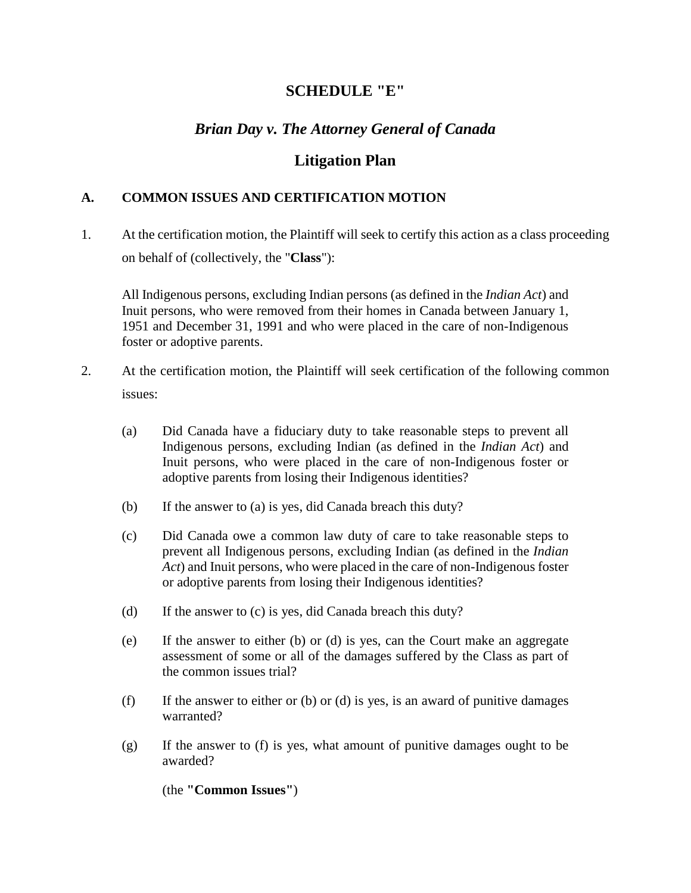# SCHEDULE "E"

## *Brian Day v. The Attorney General of Canada*

## Litigation Plan

### A. COMMON ISSUES AND CERTIFICATION MOTION

1. At the certification motion, the Plaintiff will seek to certify this action as a class proceeding on behalf of (collectively, the "**Class**"):

   All Indigenous persons, excluding Indian persons (as defined in the *Indian Act*) and Inuit persons, who were removed from their homes in Canada between January 1, 1951 and December 31, 1991 and who were placed in the care of non-Indigenous foster or adoptive parents.

2. At the certification motion, the Plaintiff will seek certification of the following common issues:

   (a) Did Canada have a fiduciary duty to take reasonable steps to prevent all Indigenous persons, excluding Indian (as defined in the *Indian Act*) and Inuit persons, who were placed in the care of non-Indigenous foster or adoptive parents from losing their Indigenous identities?

   (b) If the answer to (a) is yes, did Canada breach this duty?

   (c) Did Canada owe a common law duty of care to take reasonable steps to prevent all Indigenous persons, excluding Indian (as defined in the *Indian Act*) and Inuit persons, who were placed in the care of non-Indigenous foster or adoptive parents from losing their Indigenous identities?

   (d) If the answer to (c) is yes, did Canada breach this duty?

   (e) If the answer to either (b) or (d) is yes, can the Court make an aggregate assessment of some or all of the damages suffered by the Class as part of the common issues trial?

   (f) If the answer to either or (b) or (d) is yes, is an award of punitive damages warranted?

   (g) If the answer to (f) is yes, what amount of punitive damages ought to be awarded?

   (the **"Common Issues"**)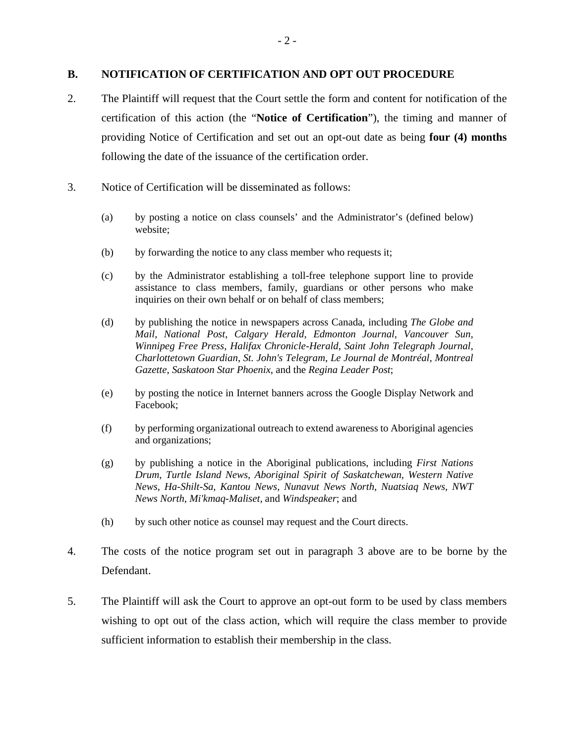## B. NOTIFICATION OF CERTIFICATION AND OPT OUT PROCEDURE

2. The Plaintiff will request that the Court settle the form and content for notification of the certification of this action (the "**Notice of Certification**"), the timing and manner of providing Notice of Certification and set out an opt-out date as being **four (4) months** following the date of the issuance of the certification order.

3. Notice of Certification will be disseminated as follows:

   (a) by posting a notice on class counsels' and the Administrator's (defined below) website;

   (b) by forwarding the notice to any class member who requests it;

   (c) by the Administrator establishing a toll-free telephone support line to provide assistance to class members, family, guardians or other persons who make inquiries on their own behalf or on behalf of class members;

   (d) by publishing the notice in newspapers across Canada, including *The Globe and Mail*, *National Post*, *Calgary Herald*, *Edmonton Journal*, *Vancouver Sun*, *Winnipeg Free Press*, *Halifax Chronicle-Herald*, *Saint John Telegraph Journal*, *Charlottetown Guardian*, *St. John's Telegram*, *Le Journal de Montréal*, *Montreal Gazette*, *Saskatoon Star Phoenix*, and the *Regina Leader Post*;

   (e) by posting the notice in Internet banners across the Google Display Network and Facebook;

   (f) by performing organizational outreach to extend awareness to Aboriginal agencies and organizations;

   (g) by publishing a notice in the Aboriginal publications, including *First Nations Drum*, *Turtle Island News*, *Aboriginal Spirit of Saskatchewan*, *Western Native News*, *Ha-Shilt-Sa*, *Kantou News*, *Nunavut News North*, *Nuatsiaq News*, *NWT News North*, *Mi'kmaq-Maliset*, and *Windspeaker*; and

   (h) by such other notice as counsel may request and the Court directs.

4. The costs of the notice program set out in paragraph 3 above are to be borne by the Defendant.

5. The Plaintiff will ask the Court to approve an opt-out form to be used by class members wishing to opt out of the class action, which will require the class member to provide sufficient information to establish their membership in the class.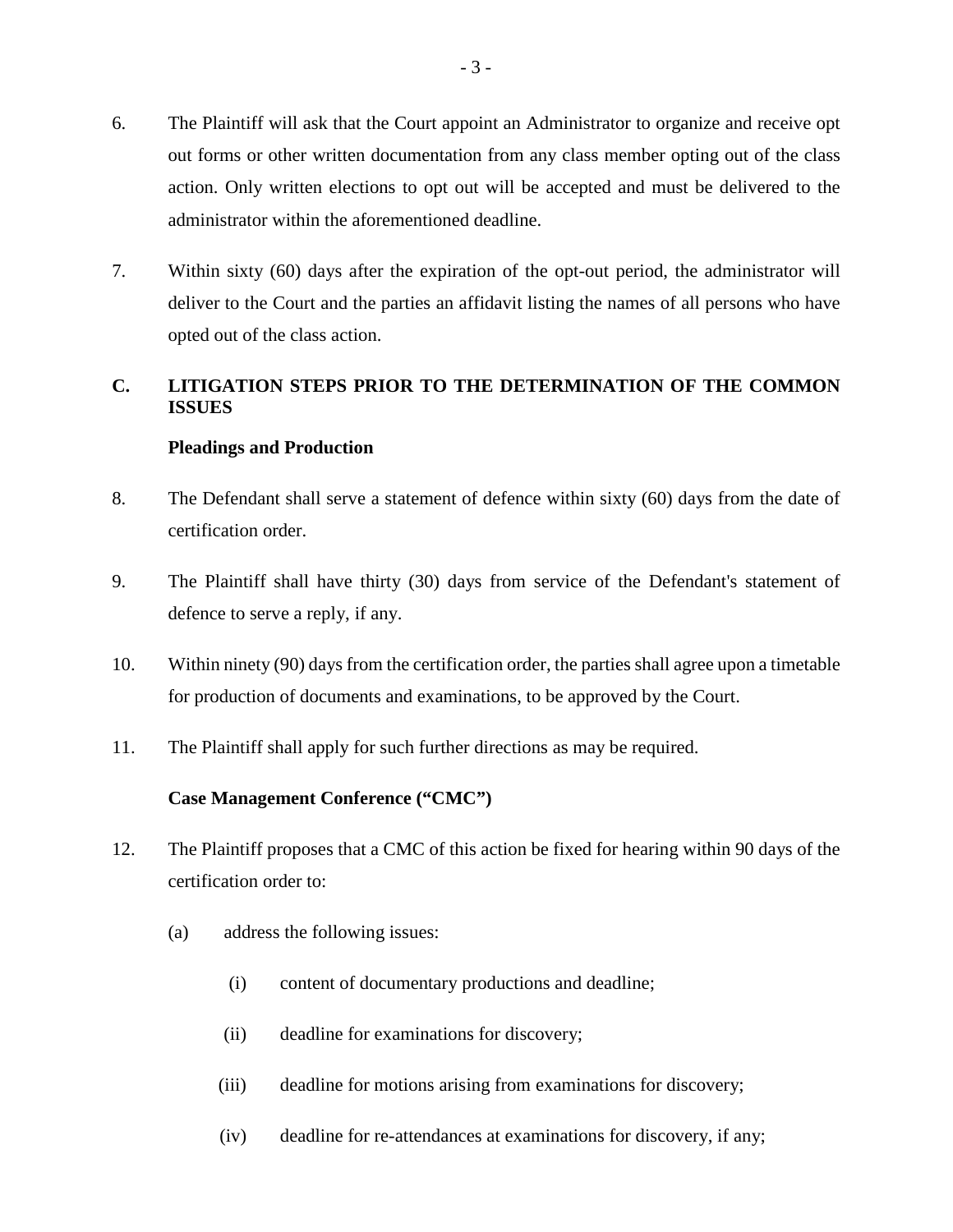6. The Plaintiff will ask that the Court appoint an Administrator to organize and receive opt out forms or other written documentation from any class member opting out of the class action. Only written elections to opt out will be accepted and must be delivered to the administrator within the aforementioned deadline.

7. Within sixty (60) days after the expiration of the opt-out period, the administrator will deliver to the Court and the parties an affidavit listing the names of all persons who have opted out of the class action.

## C. LITIGATION STEPS PRIOR TO THE DETERMINATION OF THE COMMON ISSUES

**Pleadings and Production**

8. The Defendant shall serve a statement of defence within sixty (60) days from the date of certification order.

9. The Plaintiff shall have thirty (30) days from service of the Defendant's statement of defence to serve a reply, if any.

10. Within ninety (90) days from the certification order, the parties shall agree upon a timetable for production of documents and examinations, to be approved by the Court.

11. The Plaintiff shall apply for such further directions as may be required.

**Case Management Conference ("CMC")**

12. The Plaintiff proposes that a CMC of this action be fixed for hearing within 90 days of the certification order to:

    (a) address the following issues:

        (i) content of documentary productions and deadline;

        (ii) deadline for examinations for discovery;

        (iii) deadline for motions arising from examinations for discovery;

        (iv) deadline for re-attendances at examinations for discovery, if any;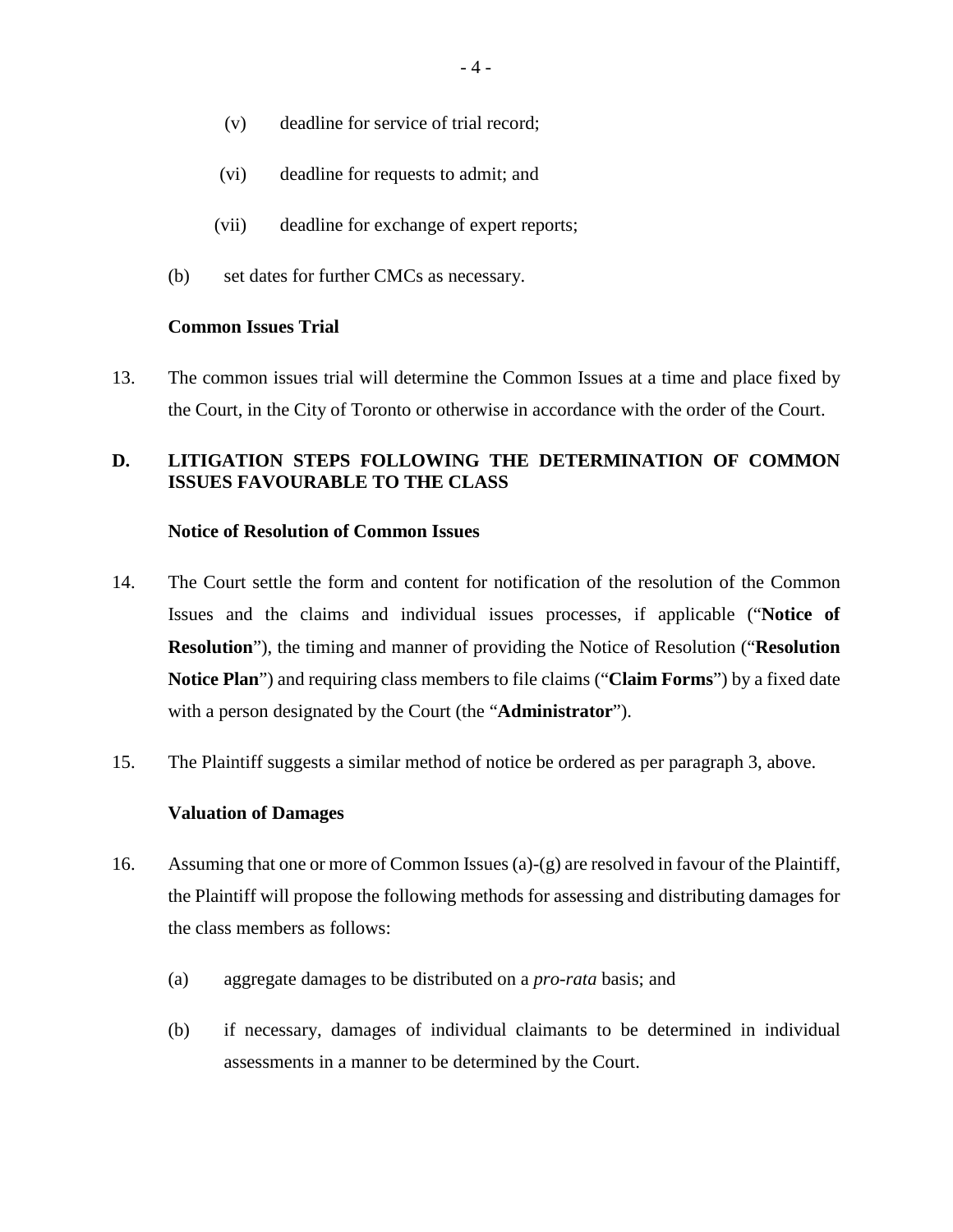(v) deadline for service of trial record;

(vi) deadline for requests to admit; and

(vii) deadline for exchange of expert reports;

(b) set dates for further CMCs as necessary.

**Common Issues Trial**

13. The common issues trial will determine the Common Issues at a time and place fixed by the Court, in the City of Toronto or otherwise in accordance with the order of the Court.

## D. LITIGATION STEPS FOLLOWING THE DETERMINATION OF COMMON ISSUES FAVOURABLE TO THE CLASS

**Notice of Resolution of Common Issues**

14. The Court settle the form and content for notification of the resolution of the Common Issues and the claims and individual issues processes, if applicable ("**Notice of Resolution**"), the timing and manner of providing the Notice of Resolution ("**Resolution Notice Plan**") and requiring class members to file claims ("**Claim Forms**") by a fixed date with a person designated by the Court (the "**Administrator**").

15. The Plaintiff suggests a similar method of notice be ordered as per paragraph 3, above.

**Valuation of Damages**

16. Assuming that one or more of Common Issues (a)-(g) are resolved in favour of the Plaintiff, the Plaintiff will propose the following methods for assessing and distributing damages for the class members as follows:

(a) aggregate damages to be distributed on a *pro-rata* basis; and

(b) if necessary, damages of individual claimants to be determined in individual assessments in a manner to be determined by the Court.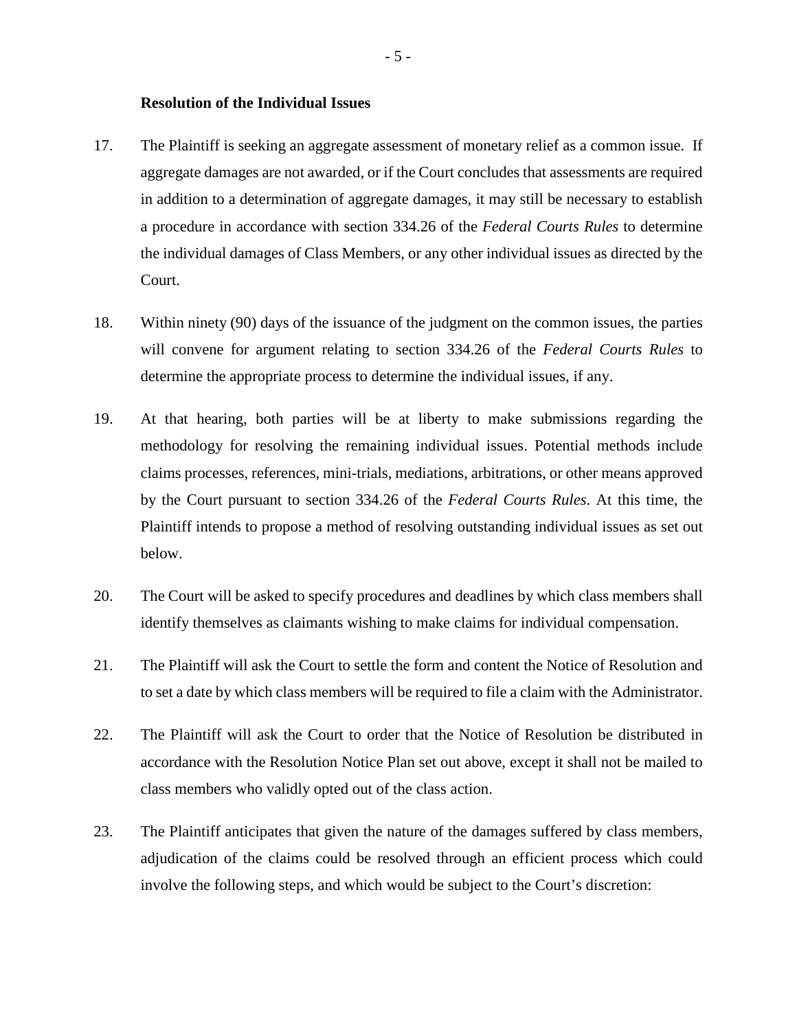**Resolution of the Individual Issues**

17. The Plaintiff is seeking an aggregate assessment of monetary relief as a common issue. If aggregate damages are not awarded, or if the Court concludes that assessments are required in addition to a determination of aggregate damages, it may still be necessary to establish a procedure in accordance with section 334.26 of the *Federal Courts Rules* to determine the individual damages of Class Members, or any other individual issues as directed by the Court.

18. Within ninety (90) days of the issuance of the judgment on the common issues, the parties will convene for argument relating to section 334.26 of the *Federal Courts Rules* to determine the appropriate process to determine the individual issues, if any.

19. At that hearing, both parties will be at liberty to make submissions regarding the methodology for resolving the remaining individual issues. Potential methods include claims processes, references, mini-trials, mediations, arbitrations, or other means approved by the Court pursuant to section 334.26 of the *Federal Courts Rules*. At this time, the Plaintiff intends to propose a method of resolving outstanding individual issues as set out below.

20. The Court will be asked to specify procedures and deadlines by which class members shall identify themselves as claimants wishing to make claims for individual compensation.

21. The Plaintiff will ask the Court to settle the form and content the Notice of Resolution and to set a date by which class members will be required to file a claim with the Administrator.

22. The Plaintiff will ask the Court to order that the Notice of Resolution be distributed in accordance with the Resolution Notice Plan set out above, except it shall not be mailed to class members who validly opted out of the class action.

23. The Plaintiff anticipates that given the nature of the damages suffered by class members, adjudication of the claims could be resolved through an efficient process which could involve the following steps, and which would be subject to the Court's discretion: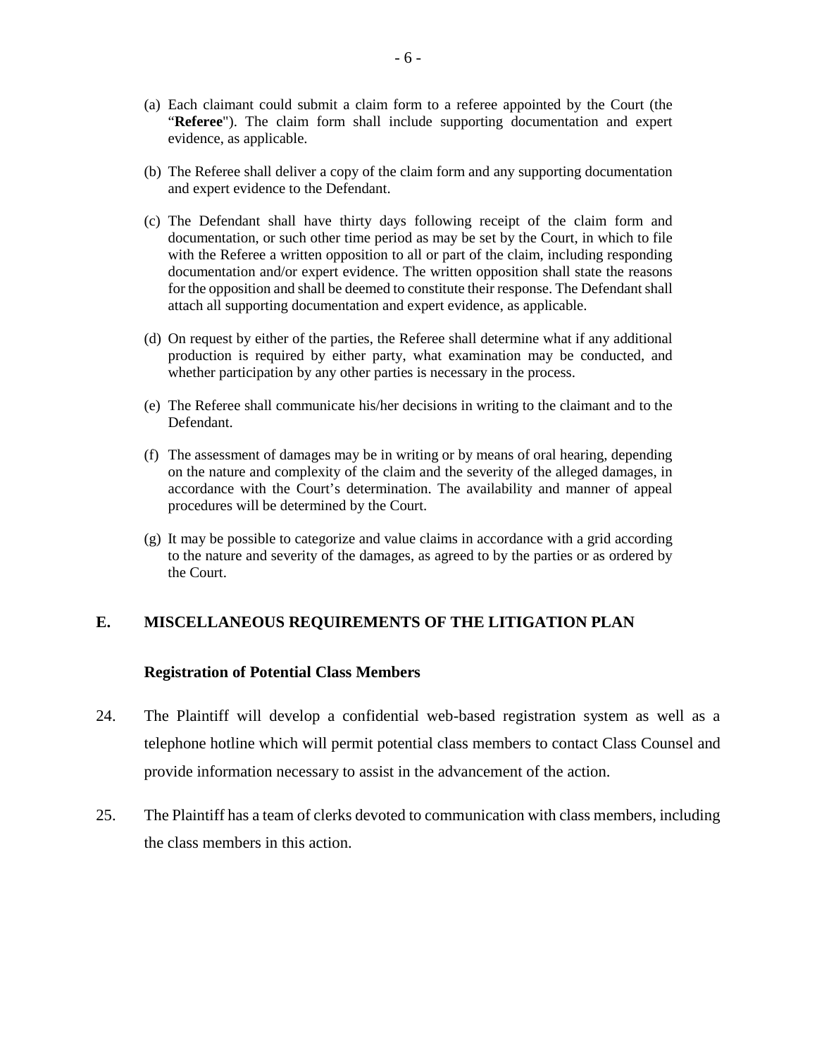(a) Each claimant could submit a claim form to a referee appointed by the Court (the "**Referee**"). The claim form shall include supporting documentation and expert evidence, as applicable.

(b) The Referee shall deliver a copy of the claim form and any supporting documentation and expert evidence to the Defendant.

(c) The Defendant shall have thirty days following receipt of the claim form and documentation, or such other time period as may be set by the Court, in which to file with the Referee a written opposition to all or part of the claim, including responding documentation and/or expert evidence. The written opposition shall state the reasons for the opposition and shall be deemed to constitute their response. The Defendant shall attach all supporting documentation and expert evidence, as applicable.

(d) On request by either of the parties, the Referee shall determine what if any additional production is required by either party, what examination may be conducted, and whether participation by any other parties is necessary in the process.

(e) The Referee shall communicate his/her decisions in writing to the claimant and to the Defendant.

(f) The assessment of damages may be in writing or by means of oral hearing, depending on the nature and complexity of the claim and the severity of the alleged damages, in accordance with the Court's determination. The availability and manner of appeal procedures will be determined by the Court.

(g) It may be possible to categorize and value claims in accordance with a grid according to the nature and severity of the damages, as agreed to by the parties or as ordered by the Court.

## E. MISCELLANEOUS REQUIREMENTS OF THE LITIGATION PLAN

### Registration of Potential Class Members

24. The Plaintiff will develop a confidential web-based registration system as well as a telephone hotline which will permit potential class members to contact Class Counsel and provide information necessary to assist in the advancement of the action.

25. The Plaintiff has a team of clerks devoted to communication with class members, including the class members in this action.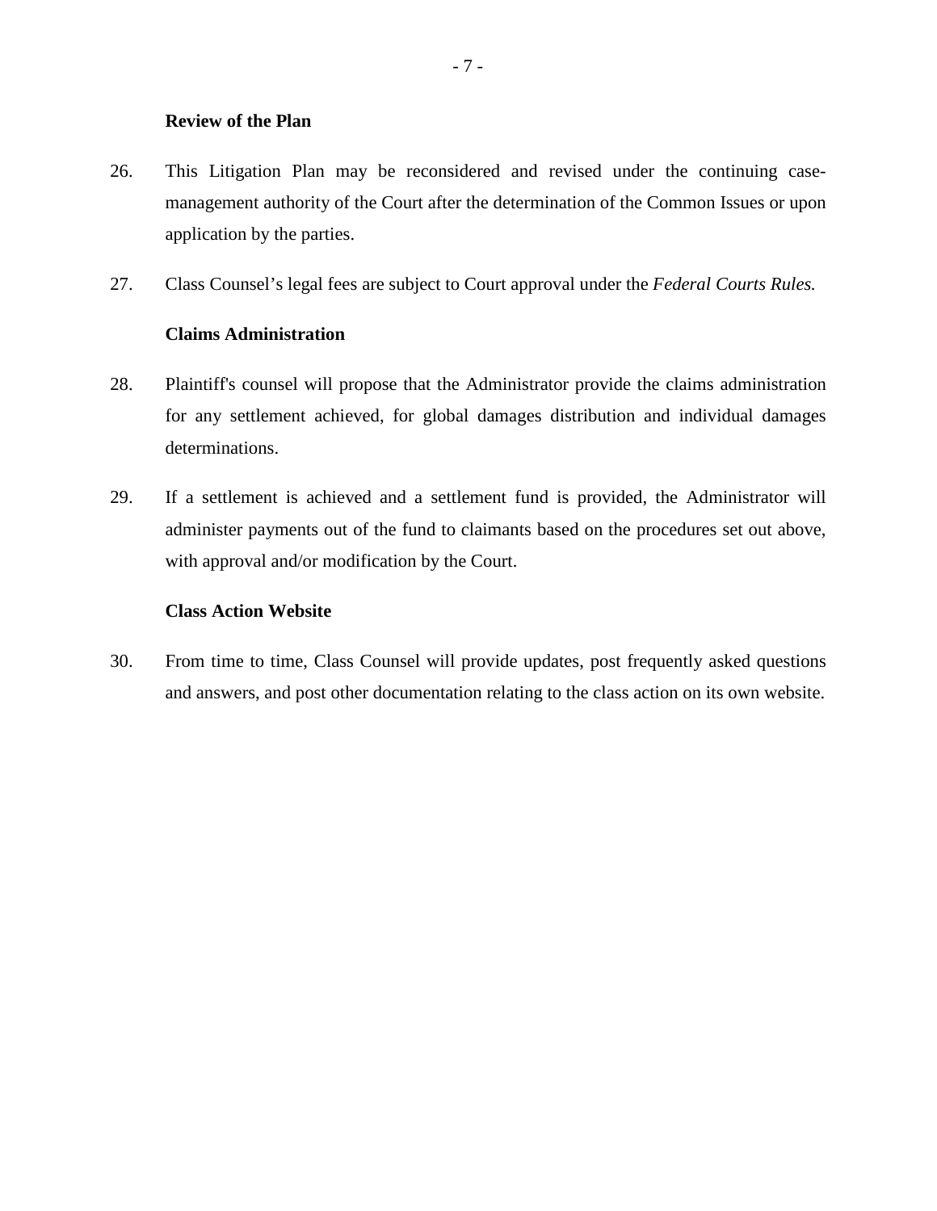**Review of the Plan**

26. This Litigation Plan may be reconsidered and revised under the continuing case-management authority of the Court after the determination of the Common Issues or upon application by the parties.

27. Class Counsel's legal fees are subject to Court approval under the *Federal Courts Rules.*

**Claims Administration**

28. Plaintiff's counsel will propose that the Administrator provide the claims administration for any settlement achieved, for global damages distribution and individual damages determinations.

29. If a settlement is achieved and a settlement fund is provided, the Administrator will administer payments out of the fund to claimants based on the procedures set out above, with approval and/or modification by the Court.

**Class Action Website**

30. From time to time, Class Counsel will provide updates, post frequently asked questions and answers, and post other documentation relating to the class action on its own website.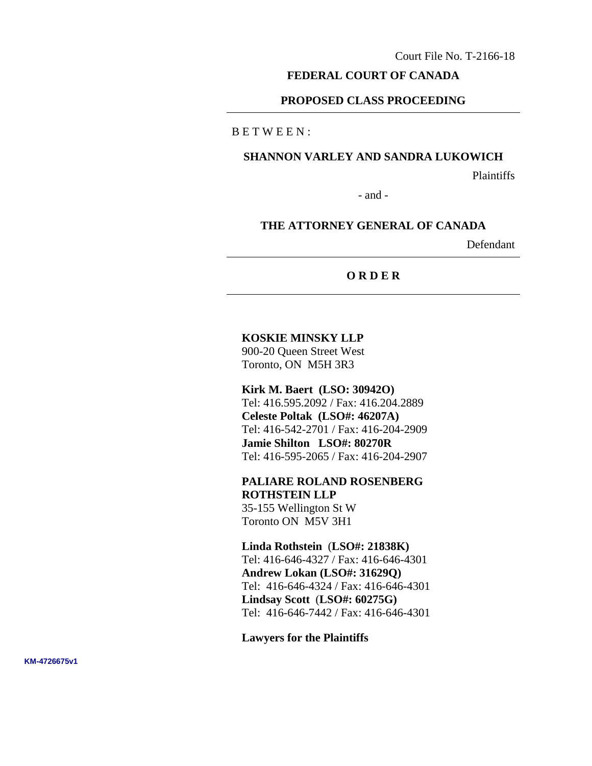Court File No. T-2166-18

**FEDERAL COURT OF CANADA**

**PROPOSED CLASS PROCEEDING**

---

B E T W E E N :

**SHANNON VARLEY AND SANDRA LUKOWICH**

Plaintiffs

\- and -

**THE ATTORNEY GENERAL OF CANADA**

Defendant

---

**O R D E R**

---

**KOSKIE MINSKY LLP**
900-20 Queen Street West
Toronto, ON M5H 3R3

**Kirk M. Baert (LSO: 30942O)**
Tel: 416.595.2092 / Fax: 416.204.2889
**Celeste Poltak (LSO#: 46207A)**
Tel: 416-542-2701 / Fax: 416-204-2909
**Jamie Shilton LSO#: 80270R**
Tel: 416-595-2065 / Fax: 416-204-2907

**PALIARE ROLAND ROSENBERG ROTHSTEIN LLP**
35-155 Wellington St W
Toronto ON M5V 3H1

**Linda Rothstein (LSO#: 21838K)**
Tel: 416-646-4327 / Fax: 416-646-4301
**Andrew Lokan (LSO#: 31629Q)**
Tel: 416-646-4324 / Fax: 416-646-4301
**Lindsay Scott (LSO#: 60275G)**
Tel: 416-646-7442 / Fax: 416-646-4301

**Lawyers for the Plaintiffs**

KM-4726675v1